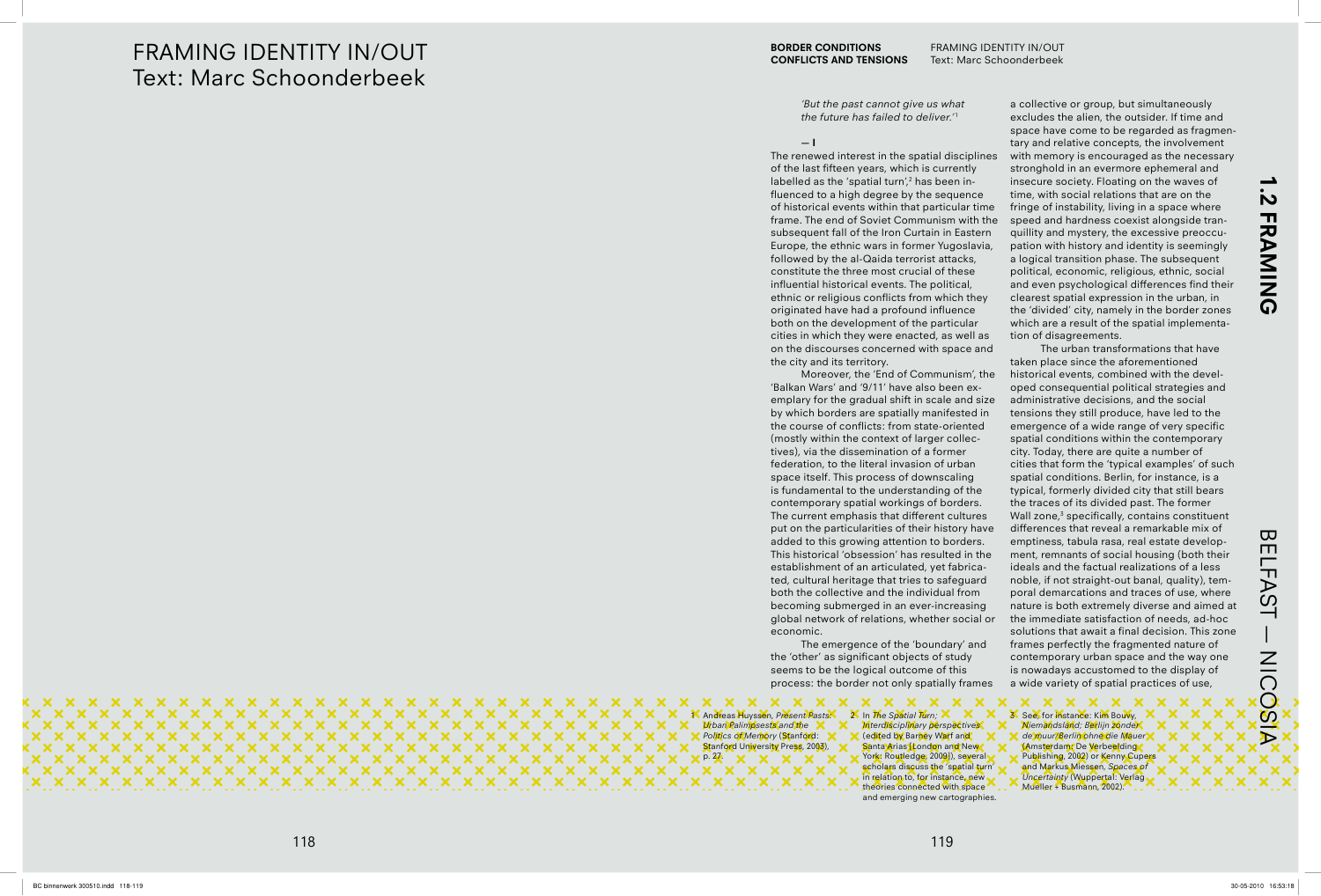# FRAMING IDENTITY IN/OUT
Text: Marc Schoonderbeek

*'But the past cannot give us what the future has failed to deliver.'*[1]

— I

The renewed interest in the spatial disciplines of the last fifteen years, which is currently labelled as the 'spatial turn',[2] has been influenced to a high degree by the sequence of historical events within that particular time frame. The end of Soviet Communism with the subsequent fall of the Iron Curtain in Eastern Europe, the ethnic wars in former Yugoslavia, followed by the al-Qaida terrorist attacks, constitute the three most crucial of these influential historical events. The political, ethnic or religious conflicts from which they originated have had a profound influence both on the development of the particular cities in which they were enacted, as well as on the discourses concerned with space and the city and its territory.

Moreover, the 'End of Communism', the 'Balkan Wars' and '9/11' have also been exemplary for the gradual shift in scale and size by which borders are spatially manifested in the course of conflicts: from state-oriented (mostly within the context of larger collectives), via the dissemination of a former federation, to the literal invasion of urban space itself. This process of downscaling is fundamental to the understanding of the contemporary spatial workings of borders. The current emphasis that different cultures put on the particularities of their history have added to this growing attention to borders. This historical 'obsession' has resulted in the establishment of an articulated, yet fabricated, cultural heritage that tries to safeguard both the collective and the individual from becoming submerged in an ever-increasing global network of relations, whether social or economic.

The emergence of the 'boundary' and the 'other' as significant objects of study seems to be the logical outcome of this process: the border not only spatially frames a collective or group, but simultaneously excludes the alien, the outsider. If time and space have come to be regarded as fragmentary and relative concepts, the involvement with memory is encouraged as the necessary stronghold in an evermore ephemeral and insecure society. Floating on the waves of time, with social relations that are on the fringe of instability, living in a space where speed and hardness coexist alongside tranquillity and mystery, the excessive preoccupation with history and identity is seemingly a logical transition phase. The subsequent political, economic, religious, ethnic, social and even psychological differences find their clearest spatial expression in the urban, in the 'divided' city, namely in the border zones which are a result of the spatial implementation of disagreements.

The urban transformations that have taken place since the aforementioned historical events, combined with the developed consequential political strategies and administrative decisions, and the social tensions they still produce, have led to the emergence of a wide range of very specific spatial conditions within the contemporary city. Today, there are quite a number of cities that form the 'typical examples' of such spatial conditions. Berlin, for instance, is a typical, formerly divided city that still bears the traces of its divided past. The former Wall zone,[3] specifically, contains constituent differences that reveal a remarkable mix of emptiness, tabula rasa, real estate development, remnants of social housing (both their ideals and the factual realizations of a less noble, if not straight-out banal, quality), temporal demarcations and traces of use, where nature is both extremely diverse and aimed at the immediate satisfaction of needs, ad-hoc solutions that await a final decision. This zone frames perfectly the fragmented nature of contemporary urban space and the way one is nowadays accustomed to the display of a wide variety of spatial practices of use,

1 Andreas Huyssen, *Present Pasts: Urban Palimpsests and the Politics of Memory* (Stanford: Stanford University Press, 2003), p. 27.

2 In *The Spatial Turn; Interdisciplinary perspectives* (edited by Barney Warf and Santa Arias [London and New York: Routledge, 2009]), several scholars discuss the 'spatial turn' in relation to, for instance, new theories connected with space and emerging new cartographies.

3 See, for instance: Kim Bouvy, *Niemandsland; Berlijn zonder de muur/Berlin ohne die Mauer* (Amsterdam: De Verbeelding Publishing, 2002) or Kenny Cupers and Markus Miessen, *Spaces of Uncertainty* (Wuppertal: Verlag Mueller + Busmann, 2002).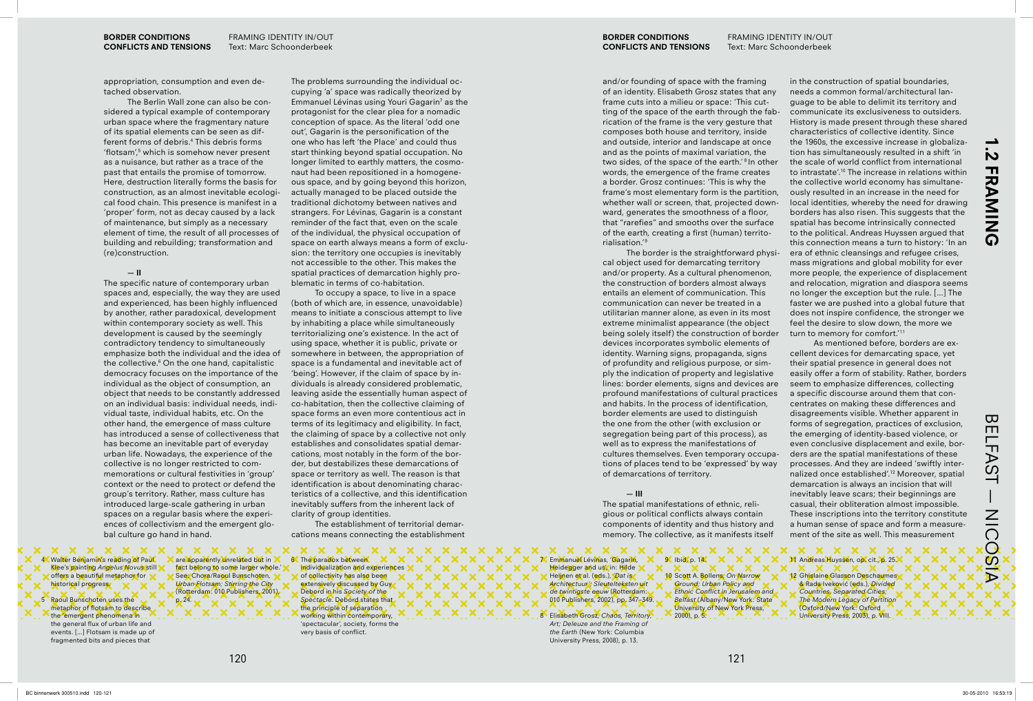appropriation, consumption and even detached observation.

The Berlin Wall zone can also be considered a typical example of contemporary urban space where the fragmentary nature of its spatial elements can be seen as different forms of debris.[4] This debris forms 'flotsam',[5] which is somehow never present as a nuisance, but rather as a trace of the past that entails the promise of tomorrow. Here, destruction literally forms the basis for construction, as an almost inevitable ecological food chain. This presence is manifest in a 'proper' form, not as decay caused by a lack of maintenance, but simply as a necessary element of time, the result of all processes of building and rebuilding; transformation and (re)construction.

## — II

The specific nature of contemporary urban spaces and, especially, the way they are used and experienced, has been highly influenced by another, rather paradoxical, development within contemporary society as well. This development is caused by the seemingly contradictory tendency to simultaneously emphasize both the individual and the idea of the collective.[6] On the one hand, capitalistic democracy focuses on the importance of the individual as the object of consumption, an object that needs to be constantly addressed on an individual basis: individual needs, individual taste, individual habits, etc. On the other hand, the emergence of mass culture has introduced a sense of collectiveness that has become an inevitable part of everyday urban life. Nowadays, the experience of the collective is no longer restricted to commemorations or cultural festivities in 'group' context or the need to protect or defend the group's territory. Rather, mass culture has introduced large-scale gathering in urban spaces on a regular basis where the experiences of collectivism and the emergent global culture go hand in hand.

The problems surrounding the individual occupying 'a' space was radically theorized by Emmanuel Lévinas using Youri Gagarin[7] as the protagonist for the clear plea for a nomadic conception of space. As the literal 'odd one out', Gagarin is the personification of the one who has left 'the Place' and could thus start thinking beyond spatial occupation. No longer limited to earthly matters, the cosmonaut had been repositioned in a homogeneous space, and by going beyond this horizon, actually managed to be placed outside the traditional dichotomy between natives and strangers. For Lévinas, Gagarin is a constant reminder of the fact that, even on the scale of the individual, the physical occupation of space on earth always means a form of exclusion: the territory one occupies is inevitably not accessible to the other. This makes the spatial practices of demarcation highly problematic in terms of co-habitation.

To occupy a space, to live in a space (both of which are, in essence, unavoidable) means to initiate a conscious attempt to live by inhabiting a place while simultaneously territorializing one's existence. In the act of using space, whether it is public, private or somewhere in between, the appropriation of space is a fundamental and inevitable act of 'being'. However, if the claim of space by individuals is already considered problematic, leaving aside the essentially human aspect of co-habitation, then the collective claiming of space forms an even more contentious act in terms of its legitimacy and eligibility. In fact, the claiming of space by a collective not only establishes and consolidates spatial demarcations, most notably in the form of the border, but destabilizes these demarcations of space or territory as well. The reason is that identification is about denominating characteristics of a collective, and this identification inevitably suffers from the inherent lack of clarity of group identities.

The establishment of territorial demarcations means connecting the establishment and/or founding of space with the framing of an identity. Elisabeth Grosz states that any frame cuts into a milieu or space: 'This cutting of the space of the earth through the fabrication of the frame is the very gesture that composes both house and territory, inside and outside, interior and landscape at once and as the points of maximal variation, the two sides, of the space of the earth.'[8] In other words, the emergence of the frame creates a border. Grosz continues: 'This is why the frame's most elementary form is the partition, whether wall or screen, that, projected downward, generates the smoothness of a floor, that "rarefies" and smooths over the surface of the earth, creating a first (human) territorialisation.'[9]

The border is the straightforward physical object used for demarcating territory and/or property. As a cultural phenomenon, the construction of borders almost always entails an element of communication. This communication can never be treated in a utilitarian manner alone, as even in its most extreme minimalist appearance (the object being solely itself) the construction of border devices incorporates symbolic elements of identity. Warning signs, propaganda, signs of profundity and religious purpose, or simply the indication of property and legislative lines: border elements, signs and devices are profound manifestations of cultural practices and habits. In the process of identification, border elements are used to distinguish the one from the other (with exclusion or segregation being part of this process), as well as to express the manifestations of cultures themselves. Even temporary occupations of places tend to be 'expressed' by way of demarcations of territory.

## — III

The spatial manifestations of ethnic, religious or political conflicts always contain components of identity and thus history and memory. The collective, as it manifests itself in the construction of spatial boundaries, needs a common formal/architectural language to be able to delimit its territory and communicate its exclusiveness to outsiders. History is made present through these shared characteristics of collective identity. Since the 1960s, the excessive increase in globalization has simultaneously resulted in a shift 'in the scale of world conflict from international to intrastate'.[10] The increase in relations within the collective world economy has simultaneously resulted in an increase in the need for local identities, whereby the need for drawing borders has also risen. This suggests that the spatial has become intrinsically connected to the political. Andreas Huyssen argued that this connection means a turn to history: 'In an era of ethnic cleansings and refugee crises, mass migrations and global mobility for ever more people, the experience of displacement and relocation, migration and diaspora seems no longer the exception but the rule. [...] The faster we are pushed into a global future that does not inspire confidence, the stronger we feel the desire to slow down, the more we turn to memory for comfort.'[11]

As mentioned before, borders are excellent devices for demarcating space, yet their spatial presence in general does not easily offer a form of stability. Rather, borders seem to emphasize differences, collecting a specific discourse around them that concentrates on making these differences and disagreements visible. Whether apparent in forms of segregation, practices of exclusion, the emerging of identity-based violence, or even conclusive displacement and exile, borders are the spatial manifestations of these processes. And they are indeed 'swiftly internalized once established'.[12] Moreover, spatial demarcation is always an incision that will inevitably leave scars; their beginnings are casual, their obliteration almost impossible. These inscriptions into the territory constitute a human sense of space and form a measurement of the site as well. This measurement

---

4 Walter Benjamin's reading of Paul Klee's painting *Angelus Novus* still offers a beautiful metaphor for historical progress.

5 Raoul Bunschoten uses the metaphor of flotsam to describe the 'emergent phenomena in the general flux of urban life and events. [...] Flotsam is made up of fragmented bits and pieces that are apparently unrelated but in fact belong to some larger whole.' See: Chora/Raoul Bunschoten, *Urban Flotsam; Stirring the City* (Rotterdam: 010 Publishers, 2001), p. 24.

6 The paradox between individualization and experiences of collectivity has also been extensively discussed by Guy Debord in his *Society of the Spectacle*. Debord states that the principle of separation working within contemporary, 'spectacular', society, forms the very basis of conflict.

7 Emmanuel Lévinas, 'Gagarin, Heidegger and us', in: Hilde Heijnen et al. (eds.), *'Dat is Architectuur'; Sleutelteksten uit de twintigste eeuw* (Rotterdam: 010 Publishers, 2002), pp. 347–349.

8 Elisabeth Grosz, *Chaos, Territory, Art; Deleuze and the Framing of the Earth* (New York: Columbia University Press, 2008), p. 13.

9 Ibid, p. 14.

10 Scott A. Bollens, *On Narrow Ground; Urban Policy and Ethnic Conflict in Jerusalem and Belfast* (Albany/New York: State University of New York Press, 2000), p. 5.

11 Andreas Huyssen, op. cit., p. 25.

12 Ghislaine Glasson Deschaumes & Rada Iveković (eds.), *Divided Countries, Separated Cities; The Modern Legacy of Partition* (Oxford/New York: Oxford University Press, 2003), p. VIII.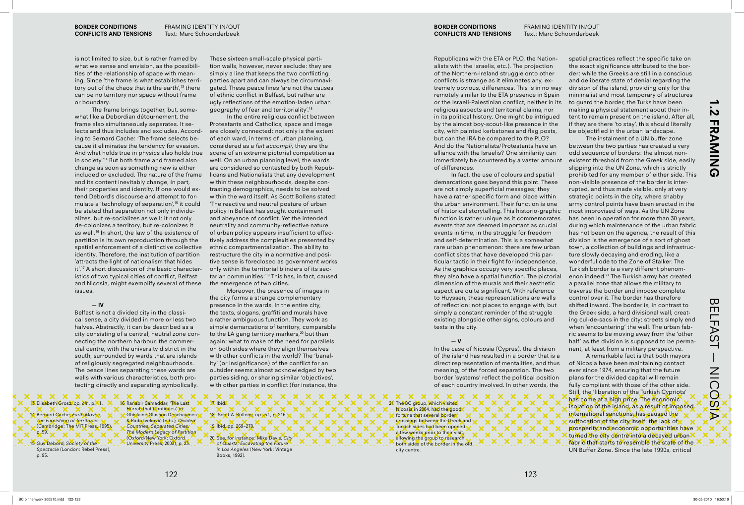is not limited to size, but is rather framed by what we sense and envision, as the possibilities of the relationship of space with meaning. Since 'the frame is what establishes territory out of the chaos that is the earth',[13] there can be no territory nor space without frame or boundary.

The frame brings together, but, somewhat like a Debordian détournement, the frame also simultaneously separates. It selects and thus includes and excludes. According to Bernard Cache: 'The frame selects because it eliminates the tendency for evasion. And what holds true in physics also holds true in society.'[14] But both frame and framed also change as soon as something new is either included or excluded. The nature of the frame and its content inevitably change, in part, their properties and identity. If one would extend Debord's discourse and attempt to formulate a 'technology of separation',[15] it could be stated that separation not only individualizes, but re-socializes as well; it not only de-colonizes a territory, but re-colonizes it as well.[16] In short, the law of the existence of partition is its own reproduction through the spatial enforcement of a distinctive collective identity. Therefore, the institution of partition 'attracts the light of nationalism that hides it'.[17] A short discussion of the basic characteristics of two typical cities of conflict, Belfast and Nicosia, might exemplify several of these issues.

## — IV

Belfast is not a divided city in the classical sense, a city divided in more or less two halves. Abstractly, it can be described as a city consisting of a central, neutral zone connecting the northern harbour, the commercial centre, with the university district in the south, surrounded by wards that are islands of religiously segregated neighbourhoods. The peace lines separating these wards are walls with various characteristics, both protecting directly and separating symbolically. These sixteen small-scale physical partition walls, however, never seclude: they are simply a line that keeps the two conflicting parties apart and can always be circumnavigated. These peace lines 'are not the causes of ethnic conflict in Belfast, but rather are ugly reflections of the emotion-laden urban geography of fear and territoriality'.[18]

In the entire religious conflict between Protestants and Catholics, space and image are closely connected: not only is the extent of each ward, in terms of urban planning, considered as a *fait accompli*, they are the scene of an extreme pictorial competition as well. On an urban planning level, the wards are considered so contested by both Republicans and Nationalists that any development within these neighbourhoods, despite contrasting demographics, needs to be solved within the ward itself. As Scott Bollens stated: 'The reactive and neutral posture of urban policy in Belfast has sought containment and abeyance of conflict. Yet the intended neutrality and community-reflective nature of urban policy appears insufficient to effectively address the complexities presented by ethnic compartmentalization. The ability to restructure the city in a normative and positive sense is foreclosed as government works only within the territorial blinders of its sectarian communities.'[19] This has, in fact, caused the emergence of two cities.

Moreover, the presence of images in the city forms a strange complementary presence in the wards. In the entire city, the texts, slogans, graffiti and murals have a rather ambiguous function. They work as simple demarcations of territory, comparable to the LA gang territory markers,[20] but then again: what to make of the need for parallels on both sides where they align themselves with other conflicts in the world? The 'banality' (or insignificance) of the conflict for an outsider seems almost acknowledged by two parties siding, or sharing similar 'objectives', with other parties in conflict (for instance, the Republicans with the ETA or PLO, the Nationalists with the Israelis, etc.). The projection of the Northern-Ireland struggle onto other conflicts is strange as it eliminates any, extremely obvious, differences. This is in no way remotely similar to the ETA presence in Spain or the Israeli-Palestinian conflict, neither in its religious aspects and territorial claims, nor in its political history. One might be intrigued by the almost boy-scout-like presence in the city, with painted kerbstones and flag posts, but can the IRA be compared to the PLO? And do the Nationalists/Protestants have an alliance with the Israelis? One similarity can immediately be countered by a vaster amount of differences.

In fact, the use of colours and spatial demarcations goes beyond this point. These are not simply superficial messages; they have a rather specific form and place within the urban environment. Their function is one of historical storytelling. This historio-graphic function is rather unique as it commemorates events that are deemed important as crucial events in time, in the struggle for freedom and self-determination. This is a somewhat rare urban phenomenon: there are few urban conflict sites that have developed this particular tactic in their fight for independence. As the graphics occupy very specific places, they also have a spatial function. The pictorial dimension of the murals and their aesthetic aspect are quite significant. With reference to Huyssen, these representations are walls of reflection: not places to engage with, but simply a constant reminder of the struggle existing alongside other signs, colours and texts in the city.

## — V

In the case of Nicosia (Cyprus), the division of the island has resulted in a border that is a direct representation of mentalities, and thus meaning, of the forced separation. The two border 'systems' reflect the political position of each country involved. In other words, the spatial practices reflect the specific take on the exact significance attributed to the border: while the Greeks are still in a conscious and deliberate state of denial regarding the division of the island, providing only for the minimalist and most temporary of structures to guard the border, the Turks have been making a physical statement about their intent to remain present on the island. After all, if they are there 'to stay', this should literally be objectified in the urban landscape.

The instalment of a UN buffer zone between the two parties has created a very odd sequence of borders: the almost non-existent threshold from the Greek side, easily slipping into the UN Zone, which is strictly prohibited for any member of either side. This non-visible presence of the border is interrupted, and thus made visible, only at very strategic points in the city, where shabby army control points have been erected in the most improvised of ways. As the UN Zone has been in operation for more than 30 years, during which maintenance of the urban fabric has not been on the agenda, the result of this division is the emergence of a sort of ghost town, a collection of buildings and infrastructure slowly decaying and eroding, like a wonderful ode to the Zone of Stalker. The Turkish border is a very different phenomenon indeed.[21] The Turkish army has created a parallel zone that allows the military to traverse the border and impose complete control over it. The border has therefore shifted inward. The border is, in contrast to the Greek side, a hard divisional wall, creating cul-de-sacs in the city; streets simply end when 'encountering' the wall. The urban fabric seems to be moving away from the 'other half' as the division is supposed to be permanent, at least from a military perspective.

A remarkable fact is that both mayors of Nicosia have been maintaining contact ever since 1974, ensuring that the future plans for the divided capital will remain fully compliant with those of the other side. Still, the 'liberation of the Turkish Cypriots' has come at a high price. The economic isolation of the island, as a result of imposed international sanctions, has caused the suffocation of the city itself: the lack of prosperity and economic opportunities have turned the city centre into a decayed urban fabric that starts to resemble the state of the UN Buffer Zone. Since the late 1990s, critical

---

13 Elisabeth Grosz, *op. cit.*, p. 11.

14 Bernard Cache, *Earth Moves: The Furnishing of Territories* (Cambridge: The MIT Press, 1995), p. 59.

15 Guy Debord, *Society of the Spectacle* (London: Rebel Press), p. 95.

16 Ranabir Samaddar, 'The Last Hurrah that Continues', in: Ghislaine Glasson Deschaumes & Rada Iveković (eds.), *Divided Countries, Separated Cities: The Modern Legacy of Partition* (Oxford/New York: Oxford University Press, 2003), p. 23.

17 Ibid.

18 Scott A. Bollens, *op. cit.*, p. 216.

19 Ibid, pp. 269–270.

20 See, for instance: Mike Davis, *City of Quartz: Excavating the Future in Los Angeles* (New York: Vintage Books, 1992).

21 The BC group, which visited Nicosia in 2004, had the good fortune that several border crossings between the Greek and Turkish sides had been opened a few weeks prior to their visit, allowing the group to research both sides of the border in the old city centre.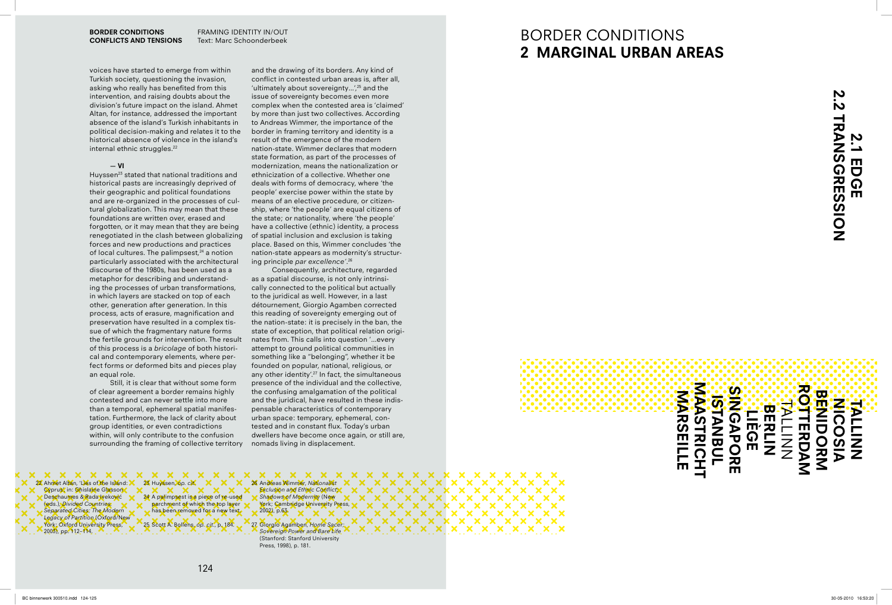voices have started to emerge from within Turkish society, questioning the invasion, asking who really has benefited from this intervention, and raising doubts about the division's future impact on the island. Ahmet Altan, for instance, addressed the important absence of the island's Turkish inhabitants in political decision-making and relates it to the historical absence of violence in the island's internal ethnic struggles.[22]

**— VI**

Huyssen[23] stated that national traditions and historical pasts are increasingly deprived of their geographic and political foundations and are re-organized in the processes of cultural globalization. This may mean that these foundations are written over, erased and forgotten, or it may mean that they are being renegotiated in the clash between globalizing forces and new productions and practices of local cultures. The palimpsest,[24] a notion particularly associated with the architectural discourse of the 1980s, has been used as a metaphor for describing and understanding the processes of urban transformations, in which layers are stacked on top of each other, generation after generation. In this process, acts of erasure, magnification and preservation have resulted in a complex tissue of which the fragmentary nature forms the fertile grounds for intervention. The result of this process is a *bricolage* of both historical and contemporary elements, where perfect forms or deformed bits and pieces play an equal role.

Still, it is clear that without some form of clear agreement a border remains highly contested and can never settle into more than a temporal, ephemeral spatial manifestation. Furthermore, the lack of clarity about group identities, or even contradictions within, will only contribute to the confusion surrounding the framing of collective territory and the drawing of its borders. Any kind of conflict in contested urban areas is, after all, 'ultimately about sovereignty...',[25] and the issue of sovereignty becomes even more complex when the contested area is 'claimed' by more than just two collectives. According to Andreas Wimmer, the importance of the border in framing territory and identity is a result of the emergence of the modern nation-state. Wimmer declares that modern state formation, as part of the processes of modernization, means the nationalization or ethnicization of a collective. Whether one deals with forms of democracy, where 'the people' exercise power within the state by means of an elective procedure, or citizenship, where 'the people' are equal citizens of the state; or nationality, where 'the people' have a collective (ethnic) identity, a process of spatial inclusion and exclusion is taking place. Based on this, Wimmer concludes 'the nation-state appears as modernity's structuring principle *par excellence*'.[26]

Consequently, architecture, regarded as a spatial discourse, is not only intrinsically connected to the political but actually to the juridical as well. However, in a last détournement, Giorgio Agamben corrected this reading of sovereignty emerging out of the nation-state: it is precisely in the ban, the state of exception, that political relation originates from. This calls into question '...every attempt to ground political communities in something like a "belonging", whether it be founded on popular, national, religious, or any other identity'.[27] In fact, the simultaneous presence of the individual and the collective, the confusing amalgamation of the political and the juridical, have resulted in these indispensable characteristics of contemporary urban space: temporary, ephemeral, contested and in constant flux. Today's urban dwellers have become once again, or still are, nomads living in displacement.

22 Ahmet Altan, 'Lies of the Island: Cyprus', in: Ghislaine Glasson Deschaumes & Rada Iveković (eds.), *Divided Countries, Separated Cities: The Modern Legacy of Partition* (Oxford/New York: Oxford University Press, 2003), pp. 112–114.

23 Huyssen, *op. cit.*

24 A palimpsest is a piece of re-used parchment of which the top layer has been removed for a new text.

25 Scott A. Bollens, *op. cit.*, p. 184.

26 Andreas Wimmer, *Nationalist Exclusion and Ethnic Conflict; Shadows of Modernity* (New York: Cambridge University Press, 2002), p.63.

27 Giorgio Agamben, *Home Sacer; Sovereign Power and Bare Life* (Stanford: Stanford University Press, 1998), p. 181.

# BORDER CONDITIONS
## 2 MARGINAL URBAN AREAS

### 2.1 EDGE
### 2.2 TRANSGRESSION

**TALLINN**
**NICOSIA**
**BENIDORM**
**ROTTERDAM**
TALLINN
**BERLIN**
**LIÈGE**
**SINGAPORE**
**ISTANBUL**
**MAASTRICHT**
**MARSEILLE**